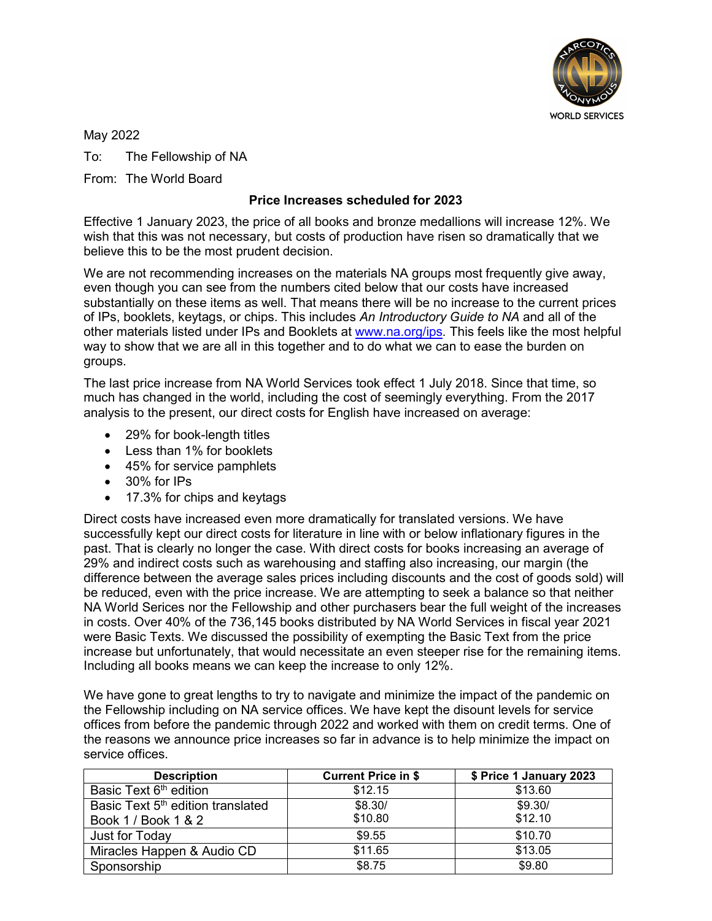WORLD SERVICES

May 2022

To: The Fellowship of NA

From: The World Board

**Price Increases scheduled for 2023**

Effective 1 January 2023, the price of all books and bronze medallions will increase 12%. We wish that this was not necessary, but costs of production have risen so dramatically that we believe this to be the most prudent decision.

We are not recommending increases on the materials NA groups most frequently give away, even though you can see from the numbers cited below that our costs have increased substantially on these items as well. That means there will be no increase to the current prices of IPs, booklets, keytags, or chips. This includes *An Introductory Guide to NA* and all of the other materials listed under IPs and Booklets at www.na.org/ips. This feels like the most helpful way to show that we are all in this together and to do what we can to ease the burden on groups.

The last price increase from NA World Services took effect 1 July 2018. Since that time, so much has changed in the world, including the cost of seemingly everything. From the 2017 analysis to the present, our direct costs for English have increased on average:

- 29% for book-length titles
- Less than 1% for booklets
- 45% for service pamphlets
- 30% for IPs
- 17.3% for chips and keytags

Direct costs have increased even more dramatically for translated versions. We have successfully kept our direct costs for literature in line with or below inflationary figures in the past. That is clearly no longer the case. With direct costs for books increasing an average of 29% and indirect costs such as warehousing and staffing also increasing, our margin (the difference between the average sales prices including discounts and the cost of goods sold) will be reduced, even with the price increase. We are attempting to seek a balance so that neither NA World Serices nor the Fellowship and other purchasers bear the full weight of the increases in costs. Over 40% of the 736,145 books distributed by NA World Services in fiscal year 2021 were Basic Texts. We discussed the possibility of exempting the Basic Text from the price increase but unfortunately, that would necessitate an even steeper rise for the remaining items. Including all books means we can keep the increase to only 12%.

We have gone to great lengths to try to navigate and minimize the impact of the pandemic on the Fellowship including on NA service offices. We have kept the disount levels for service offices from before the pandemic through 2022 and worked with them on credit terms. One of the reasons we announce price increases so far in advance is to help minimize the impact on service offices.

| Description | Current Price in $ | $ Price 1 January 2023 |
|---|---|---|
| Basic Text 6th edition | $12.15 | $13.60 |
| Basic Text 5th edition translated Book 1 / Book 1 & 2 | $8.30/ $10.80 | $9.30/ $12.10 |
| Just for Today | $9.55 | $10.70 |
| Miracles Happen & Audio CD | $11.65 | $13.05 |
| Sponsorship | $8.75 | $9.80 |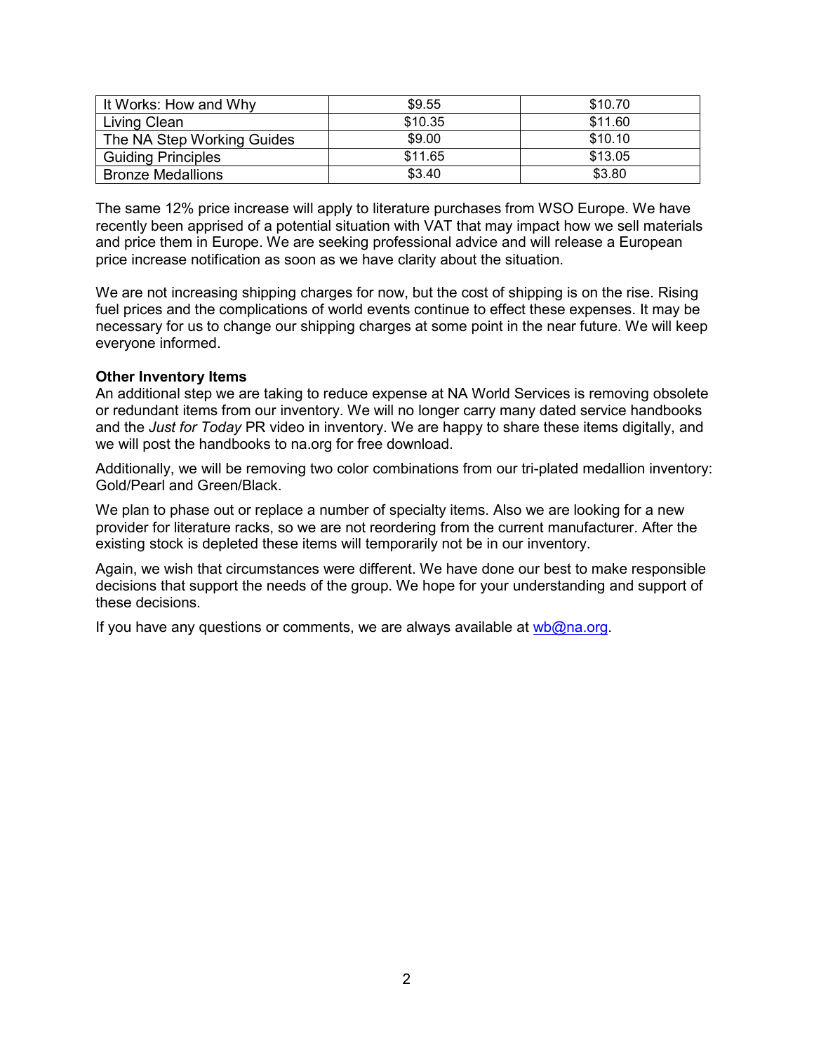| | | |
|---|---|---|
| It Works: How and Why | $9.55 | $10.70 |
| Living Clean | $10.35 | $11.60 |
| The NA Step Working Guides | $9.00 | $10.10 |
| Guiding Principles | $11.65 | $13.05 |
| Bronze Medallions | $3.40 | $3.80 |

The same 12% price increase will apply to literature purchases from WSO Europe. We have recently been apprised of a potential situation with VAT that may impact how we sell materials and price them in Europe. We are seeking professional advice and will release a European price increase notification as soon as we have clarity about the situation.

We are not increasing shipping charges for now, but the cost of shipping is on the rise. Rising fuel prices and the complications of world events continue to effect these expenses. It may be necessary for us to change our shipping charges at some point in the near future. We will keep everyone informed.

**Other Inventory Items**

An additional step we are taking to reduce expense at NA World Services is removing obsolete or redundant items from our inventory. We will no longer carry many dated service handbooks and the *Just for Today* PR video in inventory. We are happy to share these items digitally, and we will post the handbooks to na.org for free download.

Additionally, we will be removing two color combinations from our tri-plated medallion inventory: Gold/Pearl and Green/Black.

We plan to phase out or replace a number of specialty items. Also we are looking for a new provider for literature racks, so we are not reordering from the current manufacturer. After the existing stock is depleted these items will temporarily not be in our inventory.

Again, we wish that circumstances were different. We have done our best to make responsible decisions that support the needs of the group. We hope for your understanding and support of these decisions.

If you have any questions or comments, we are always available at wb@na.org.